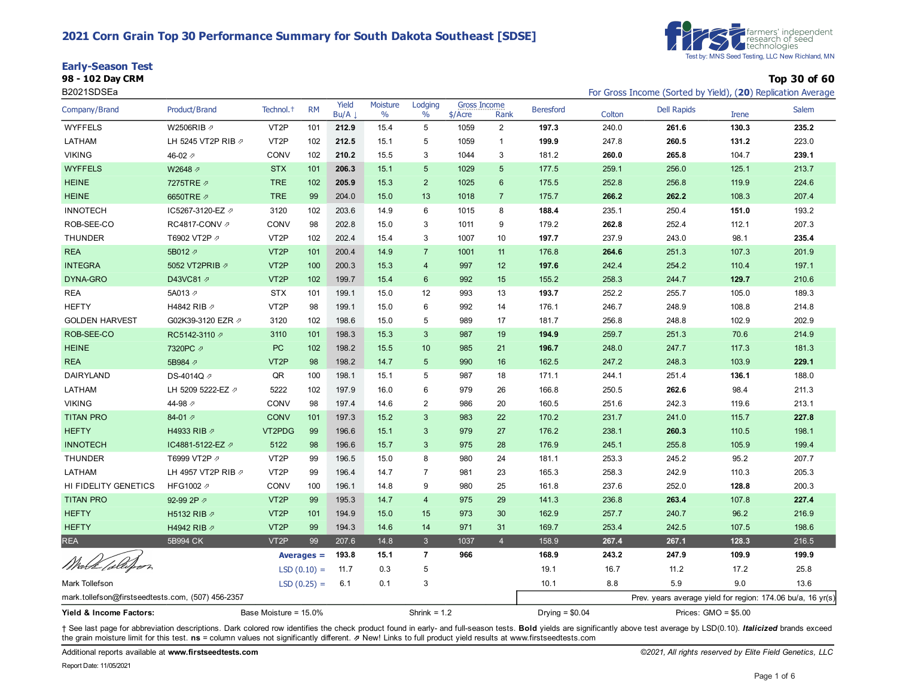# 2021 Corn Grain Top 30 Performance Summary for South Dakota Southeast [SDSE]

farmers' independent research of seed technologies
Test by: MNS Seed Testing, LLC New Richland, MN

## Early-Season Test

**98 - 102 Day CRM**

B2021SDSEa

**Top 30 of 60**

For Gross Income (Sorted by Yield), (**20**) Replication Average

| Company/Brand | Product/Brand | Technol.† | RM | Yield Bu/A ↓ | Moisture % | Lodging % | Gross Income $/Acre | Gross Income Rank | Beresford | Colton | Dell Rapids | Irene | Salem |
|---|---|---|---|---|---|---|---|---|---|---|---|---|---|
| WYFFELS | W2506RIB ⇗ | VT2P | 101 | **212.9** | 15.4 | 5 | 1059 | 2 | **197.3** | 240.0 | **261.6** | **130.3** | **235.2** |
| LATHAM | LH 5245 VT2P RIB ⇗ | VT2P | 102 | **212.5** | 15.1 | 5 | 1059 | 1 | **199.9** | 247.8 | **260.5** | **131.2** | 223.0 |
| VIKING | 46-02 ⇗ | CONV | 102 | **210.2** | 15.5 | 3 | 1044 | 3 | 181.2 | **260.0** | **265.8** | 104.7 | **239.1** |
| WYFFELS | W2648 ⇗ | STX | 101 | **206.3** | 15.1 | 5 | 1029 | 5 | 177.5 | 259.1 | 256.0 | 125.1 | 213.7 |
| HEINE | 7275TRE ⇗ | TRE | 102 | **205.9** | 15.3 | 2 | 1025 | 6 | 175.5 | 252.8 | 256.8 | 119.9 | 224.6 |
| HEINE | 6650TRE ⇗ | TRE | 99 | 204.0 | 15.0 | 13 | 1018 | 7 | 175.7 | **266.2** | **262.2** | 108.3 | 207.4 |
| INNOTECH | IC5267-3120-EZ ⇗ | 3120 | 102 | 203.6 | 14.9 | 6 | 1015 | 8 | **188.4** | 235.1 | 250.4 | **151.0** | 193.2 |
| ROB-SEE-CO | RC4817-CONV ⇗ | CONV | 98 | 202.8 | 15.0 | 3 | 1011 | 9 | 179.2 | **262.8** | 252.4 | 112.1 | 207.3 |
| THUNDER | T6902 VT2P ⇗ | VT2P | 102 | 202.4 | 15.4 | 3 | 1007 | 10 | **197.7** | 237.9 | 243.0 | 98.1 | **235.4** |
| REA | 5B012 ⇗ | VT2P | 101 | 200.4 | 14.9 | 7 | 1001 | 11 | 176.8 | **264.6** | 251.3 | 107.3 | 201.9 |
| INTEGRA | 5052 VT2PRIB ⇗ | VT2P | 100 | 200.3 | 15.3 | 4 | 997 | 12 | **197.6** | 242.4 | 254.2 | 110.4 | 197.1 |
| DYNA-GRO | D43VC81 ⇗ | VT2P | 102 | 199.7 | 15.4 | 6 | 992 | 15 | 155.2 | 258.3 | 244.7 | **129.7** | 210.6 |
| REA | 5A013 ⇗ | STX | 101 | 199.1 | 15.0 | 12 | 993 | 13 | **193.7** | 252.2 | 255.7 | 105.0 | 189.3 |
| HEFTY | H4842 RIB ⇗ | VT2P | 98 | 199.1 | 15.0 | 6 | 992 | 14 | 176.1 | 246.7 | 248.9 | 108.8 | 214.8 |
| GOLDEN HARVEST | G02K39-3120 EZR ⇗ | 3120 | 102 | 198.6 | 15.0 | 5 | 989 | 17 | 181.7 | 256.8 | 248.8 | 102.9 | 202.9 |
| ROB-SEE-CO | RC5142-3110 ⇗ | 3110 | 101 | 198.3 | 15.3 | 3 | 987 | 19 | **194.9** | 259.7 | 251.3 | 70.6 | 214.9 |
| HEINE | 7320PC ⇗ | PC | 102 | 198.2 | 15.5 | 10 | 985 | 21 | **196.7** | 248.0 | 247.7 | 117.3 | 181.3 |
| REA | 5B984 ⇗ | VT2P | 98 | 198.2 | 14.7 | 5 | 990 | 16 | 162.5 | 247.2 | 248.3 | 103.9 | **229.1** |
| DAIRYLAND | DS-4014Q ⇗ | QR | 100 | 198.1 | 15.1 | 5 | 987 | 18 | 171.1 | 244.1 | 251.4 | **136.1** | 188.0 |
| LATHAM | LH 5209 5222-EZ ⇗ | 5222 | 102 | 197.9 | 16.0 | 6 | 979 | 26 | 166.8 | 250.5 | **262.6** | 98.4 | 211.3 |
| VIKING | 44-98 ⇗ | CONV | 98 | 197.4 | 14.6 | 2 | 986 | 20 | 160.5 | 251.6 | 242.3 | 119.6 | 213.1 |
| TITAN PRO | 84-01 ⇗ | CONV | 101 | 197.3 | 15.2 | 3 | 983 | 22 | 170.2 | 231.7 | 241.0 | 115.7 | **227.8** |
| HEFTY | H4933 RIB ⇗ | VT2PDG | 99 | 196.6 | 15.1 | 3 | 979 | 27 | 176.2 | 238.1 | **260.3** | 110.5 | 198.1 |
| INNOTECH | IC4881-5122-EZ ⇗ | 5122 | 98 | 196.6 | 15.7 | 3 | 975 | 28 | 176.9 | 245.1 | 255.8 | 105.9 | 199.4 |
| THUNDER | T6999 VT2P ⇗ | VT2P | 99 | 196.5 | 15.0 | 8 | 980 | 24 | 181.1 | 253.3 | 245.2 | 95.2 | 207.7 |
| LATHAM | LH 4957 VT2P RIB ⇗ | VT2P | 99 | 196.4 | 14.7 | 7 | 981 | 23 | 165.3 | 258.3 | 242.9 | 110.3 | 205.3 |
| HI FIDELITY GENETICS | HFG1002 ⇗ | CONV | 100 | 196.1 | 14.8 | 9 | 980 | 25 | 161.8 | 237.6 | 252.0 | **128.8** | 200.3 |
| TITAN PRO | 92-99 2P ⇗ | VT2P | 99 | 195.3 | 14.7 | 4 | 975 | 29 | 141.3 | 236.8 | **263.4** | 107.8 | **227.4** |
| HEFTY | H5132 RIB ⇗ | VT2P | 101 | 194.9 | 15.0 | 15 | 973 | 30 | 162.9 | 257.7 | 240.7 | 96.2 | 216.9 |
| HEFTY | H4942 RIB ⇗ | VT2P | 99 | 194.3 | 14.6 | 14 | 971 | 31 | 169.7 | 253.4 | 242.5 | 107.5 | 198.6 |
| REA | 5B994 CK | VT2P | 99 | 207.6 | 14.8 | 3 | 1037 | 4 | 158.9 | **267.4** | **267.1** | **128.3** | 216.5 |
| | | | **Averages =** | **193.8** | **15.1** | **7** | **966** | | **168.9** | **243.2** | **247.9** | **109.9** | **199.9** |
| | | | LSD (0.10) = | 11.7 | 0.3 | 5 | | | 19.1 | 16.7 | 11.2 | 17.2 | 25.8 |
| | | | LSD (0.25) = | 6.1 | 0.1 | 3 | | | 10.1 | 8.8 | 5.9 | 9.0 | 13.6 |

Mark Tollefson

mark.tollefson@firstseedtests.com, (507) 456-2357

Prev. years average yield for region: 174.06 bu/a, 16 yr(s)

**Yield & Income Factors:** Base Moisture = 15.0% Shrink = 1.2 Drying = $0.04 Prices: GMO = $5.00

† See last page for abbreviation descriptions. Dark colored row identifies the check product found in early- and full-season tests. **Bold** yields are significantly above test average by LSD(0.10). ***Italicized*** brands exceed the grain moisture limit for this test. **ns** = column values not significantly different. ⇗ New! Links to full product yield results at www.firstseedtests.com

Additional reports available at **www.firstseedtests.com**

*©2021, All rights reserved by Elite Field Genetics, LLC*

Report Date: 11/05/2021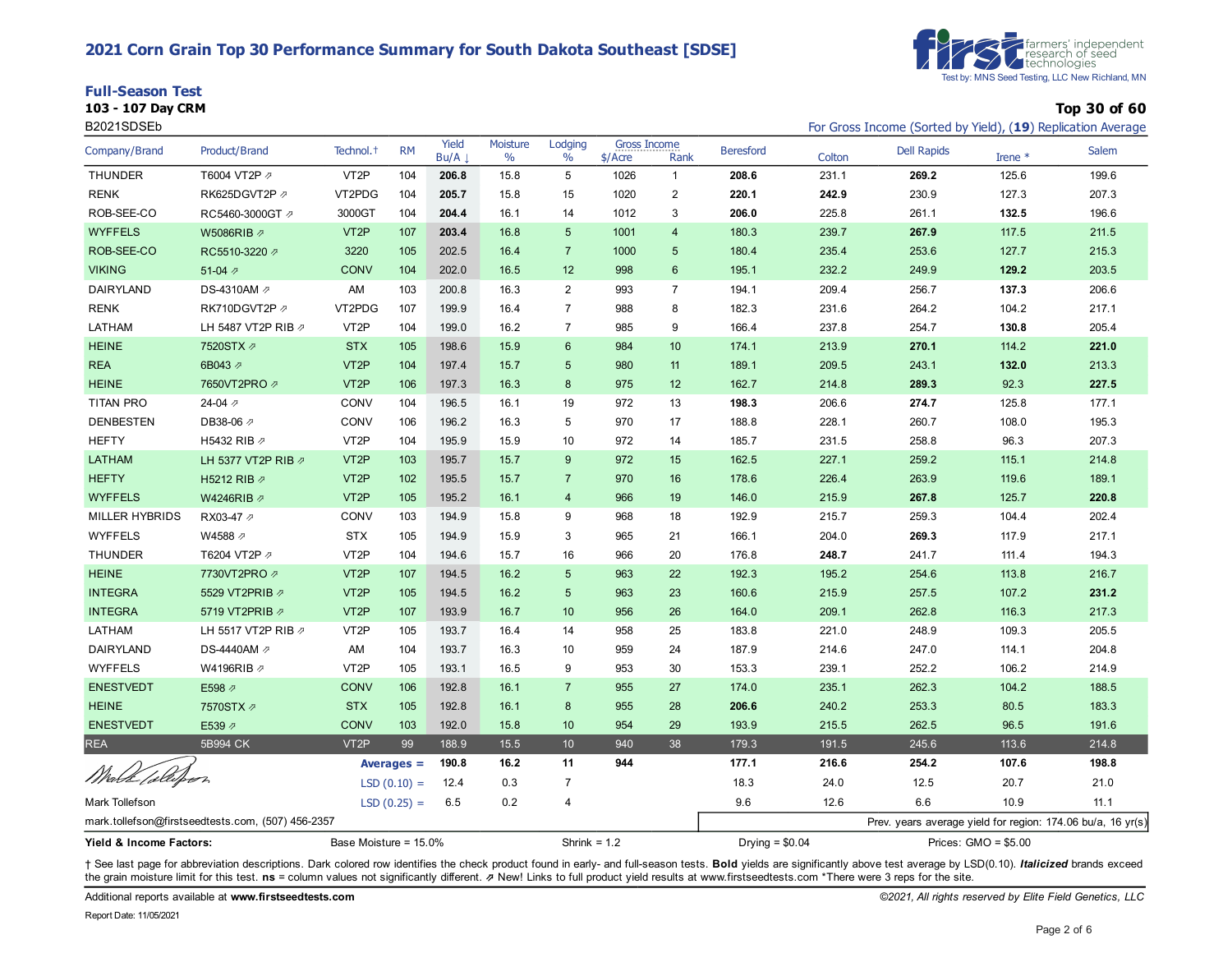# 2021 Corn Grain Top 30 Performance Summary for South Dakota Southeast [SDSE]

farmers' independent research of seed technologies
Test by: MNS Seed Testing, LLC New Richland, MN

## Full-Season Test

**103 - 107 Day CRM**

B2021SDSEb

**Top 30 of 60**

For Gross Income (Sorted by Yield), (**19**) Replication Average

| Company/Brand | Product/Brand | Technol.† | RM | Yield Bu/A ↓ | Moisture % | Lodging % | Gross Income $/Acre | Gross Income Rank | Beresford | Colton | Dell Rapids | Irene * | Salem |
|---|---|---|---|---|---|---|---|---|---|---|---|---|---|
| THUNDER | T6004 VT2P ⇗ | VT2P | 104 | **206.8** | 15.8 | 5 | 1026 | 1 | **208.6** | 231.1 | **269.2** | 125.6 | 199.6 |
| RENK | RK625DGVT2P ⇗ | VT2PDG | 104 | **205.7** | 15.8 | 15 | 1020 | 2 | **220.1** | **242.9** | 230.9 | 127.3 | 207.3 |
| ROB-SEE-CO | RC5460-3000GT ⇗ | 3000GT | 104 | **204.4** | 16.1 | 14 | 1012 | 3 | **206.0** | 225.8 | 261.1 | **132.5** | 196.6 |
| WYFFELS | W5086RIB ⇗ | VT2P | 107 | **203.4** | 16.8 | 5 | 1001 | 4 | 180.3 | 239.7 | **267.9** | 117.5 | 211.5 |
| ROB-SEE-CO | RC5510-3220 ⇗ | 3220 | 105 | 202.5 | 16.4 | 7 | 1000 | 5 | 180.4 | 235.4 | 253.6 | 127.7 | 215.3 |
| VIKING | 51-04 ⇗ | CONV | 104 | 202.0 | 16.5 | 12 | 998 | 6 | 195.1 | 232.2 | 249.9 | **129.2** | 203.5 |
| DAIRYLAND | DS-4310AM ⇗ | AM | 103 | 200.8 | 16.3 | 2 | 993 | 7 | 194.1 | 209.4 | 256.7 | **137.3** | 206.6 |
| RENK | RK710DGVT2P ⇗ | VT2PDG | 107 | 199.9 | 16.4 | 7 | 988 | 8 | 182.3 | 231.6 | 264.2 | 104.2 | 217.1 |
| LATHAM | LH 5487 VT2P RIB ⇗ | VT2P | 104 | 199.0 | 16.2 | 7 | 985 | 9 | 166.4 | 237.8 | 254.7 | **130.8** | 205.4 |
| HEINE | 7520STX ⇗ | STX | 105 | 198.6 | 15.9 | 6 | 984 | 10 | 174.1 | 213.9 | **270.1** | 114.2 | **221.0** |
| REA | 6B043 ⇗ | VT2P | 104 | 197.4 | 15.7 | 5 | 980 | 11 | 189.1 | 209.5 | 243.1 | **132.0** | 213.3 |
| HEINE | 7650VT2PRO ⇗ | VT2P | 106 | 197.3 | 16.3 | 8 | 975 | 12 | 162.7 | 214.8 | **289.3** | 92.3 | **227.5** |
| TITAN PRO | 24-04 ⇗ | CONV | 104 | 196.5 | 16.1 | 19 | 972 | 13 | **198.3** | 206.6 | **274.7** | 125.8 | 177.1 |
| DENBESTEN | DB38-06 ⇗ | CONV | 106 | 196.2 | 16.3 | 5 | 970 | 17 | 188.8 | 228.1 | 260.7 | 108.0 | 195.3 |
| HEFTY | H5432 RIB ⇗ | VT2P | 104 | 195.9 | 15.9 | 10 | 972 | 14 | 185.7 | 231.5 | 258.8 | 96.3 | 207.3 |
| LATHAM | LH 5377 VT2P RIB ⇗ | VT2P | 103 | 195.7 | 15.7 | 9 | 972 | 15 | 162.5 | 227.1 | 259.2 | 115.1 | 214.8 |
| HEFTY | H5212 RIB ⇗ | VT2P | 102 | 195.5 | 15.7 | 7 | 970 | 16 | 178.6 | 226.4 | 263.9 | 119.6 | 189.1 |
| WYFFELS | W4246RIB ⇗ | VT2P | 105 | 195.2 | 16.1 | 4 | 966 | 19 | 146.0 | 215.9 | **267.8** | 125.7 | **220.8** |
| MILLER HYBRIDS | RX03-47 ⇗ | CONV | 103 | 194.9 | 15.8 | 9 | 968 | 18 | 192.9 | 215.7 | 259.3 | 104.4 | 202.4 |
| WYFFELS | W4588 ⇗ | STX | 105 | 194.9 | 15.9 | 3 | 965 | 21 | 166.1 | 204.0 | **269.3** | 117.9 | 217.1 |
| THUNDER | T6204 VT2P ⇗ | VT2P | 104 | 194.6 | 15.7 | 16 | 966 | 20 | 176.8 | **248.7** | 241.7 | 111.4 | 194.3 |
| HEINE | 7730VT2PRO ⇗ | VT2P | 107 | 194.5 | 16.2 | 5 | 963 | 22 | 192.3 | 195.2 | 254.6 | 113.8 | 216.7 |
| INTEGRA | 5529 VT2PRIB ⇗ | VT2P | 105 | 194.5 | 16.2 | 5 | 963 | 23 | 160.6 | 215.9 | 257.5 | 107.2 | **231.2** |
| INTEGRA | 5719 VT2PRIB ⇗ | VT2P | 107 | 193.9 | 16.7 | 10 | 956 | 26 | 164.0 | 209.1 | 262.8 | 116.3 | 217.3 |
| LATHAM | LH 5517 VT2P RIB ⇗ | VT2P | 105 | 193.7 | 16.4 | 14 | 958 | 25 | 183.8 | 221.0 | 248.9 | 109.3 | 205.5 |
| DAIRYLAND | DS-4440AM ⇗ | AM | 104 | 193.7 | 16.3 | 10 | 959 | 24 | 187.9 | 214.6 | 247.0 | 114.1 | 204.8 |
| WYFFELS | W4196RIB ⇗ | VT2P | 105 | 193.1 | 16.5 | 9 | 953 | 30 | 153.3 | 239.1 | 252.2 | 106.2 | 214.9 |
| ENESTVEDT | E598 ⇗ | CONV | 106 | 192.8 | 16.1 | 7 | 955 | 27 | 174.0 | 235.1 | 262.3 | 104.2 | 188.5 |
| HEINE | 7570STX ⇗ | STX | 105 | 192.8 | 16.1 | 8 | 955 | 28 | **206.6** | 240.2 | 253.3 | 80.5 | 183.3 |
| ENESTVEDT | E539 ⇗ | CONV | 103 | 192.0 | 15.8 | 10 | 954 | 29 | 193.9 | 215.5 | 262.5 | 96.5 | 191.6 |
| REA | 5B994 CK | VT2P | 99 | 188.9 | 15.5 | 10 | 940 | 38 | 179.3 | 191.5 | 245.6 | 113.6 | 214.8 |
| | | | **Averages =** | **190.8** | **16.2** | **11** | **944** | | **177.1** | **216.6** | **254.2** | **107.6** | **198.8** |
| | | | LSD (0.10) = | 12.4 | 0.3 | 7 | | | 18.3 | 24.0 | 12.5 | 20.7 | 21.0 |
| | | | LSD (0.25) = | 6.5 | 0.2 | 4 | | | 9.6 | 12.6 | 6.6 | 10.9 | 11.1 |

Mark Tollefson
mark.tollefson@firstseedtests.com, (507) 456-2357

Prev. years average yield for region: 174.06 bu/a, 16 yr(s)

**Yield & Income Factors:** Base Moisture = 15.0% Shrink = 1.2 Drying = $0.04 Prices: GMO = $5.00

† See last page for abbreviation descriptions. Dark colored row identifies the check product found in early- and full-season tests. **Bold** yields are significantly above test average by LSD(0.10). ***Italicized*** brands exceed the grain moisture limit for this test. **ns** = column values not significantly different. ⇗ New! Links to full product yield results at www.firstseedtests.com *There were 3 reps for the site.

Additional reports available at **www.firstseedtests.com**

*©2021, All rights reserved by Elite Field Genetics, LLC*

Report Date: 11/05/2021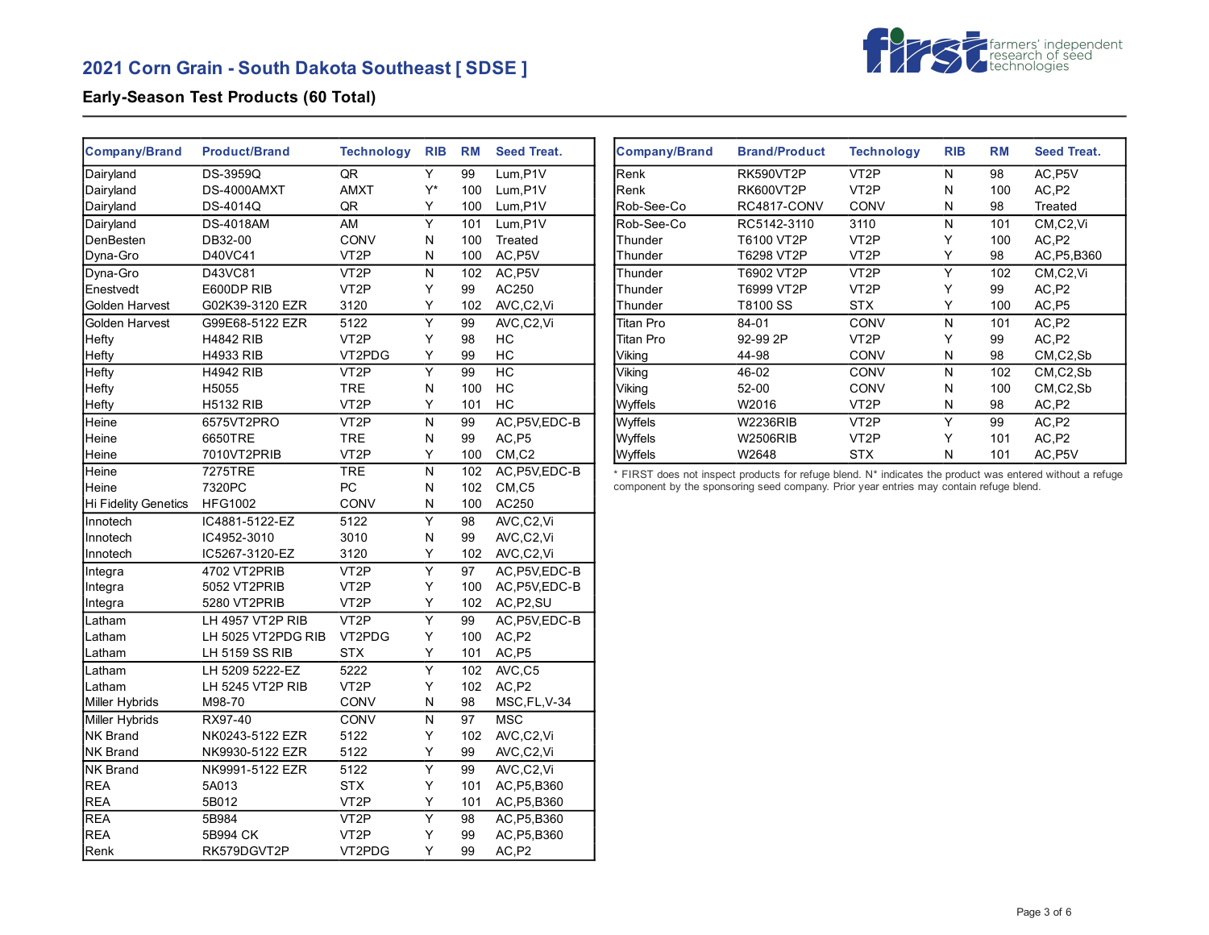## 2021 Corn Grain - South Dakota Southeast [ SDSE ]

### Early-Season Test Products (60 Total)

| Company/Brand | Product/Brand | Technology | RIB | RM | Seed Treat. |
|---|---|---|---|---|---|
| Dairyland | DS-3959Q | QR | Y | 99 | Lum,P1V |
| Dairyland | DS-4000AMXT | AMXT | Y* | 100 | Lum,P1V |
| Dairyland | DS-4014Q | QR | Y | 100 | Lum,P1V |
| Dairyland | DS-4018AM | AM | Y | 101 | Lum,P1V |
| DenBesten | DB32-00 | CONV | N | 100 | Treated |
| Dyna-Gro | D40VC41 | VT2P | N | 100 | AC,P5V |
| Dyna-Gro | D43VC81 | VT2P | N | 102 | AC,P5V |
| Enestvedt | E600DP RIB | VT2P | Y | 99 | AC250 |
| Golden Harvest | G02K39-3120 EZR | 3120 | Y | 102 | AVC,C2,Vi |
| Golden Harvest | G99E68-5122 EZR | 5122 | Y | 99 | AVC,C2,Vi |
| Hefty | H4842 RIB | VT2P | Y | 98 | HC |
| Hefty | H4933 RIB | VT2PDG | Y | 99 | HC |
| Hefty | H4942 RIB | VT2P | Y | 99 | HC |
| Hefty | H5055 | TRE | N | 100 | HC |
| Hefty | H5132 RIB | VT2P | Y | 101 | HC |
| Heine | 6575VT2PRO | VT2P | N | 99 | AC,P5V,EDC-B |
| Heine | 6650TRE | TRE | N | 99 | AC,P5 |
| Heine | 7010VT2PRIB | VT2P | Y | 100 | CM,C2 |
| Heine | 7275TRE | TRE | N | 102 | AC,P5V,EDC-B |
| Heine | 7320PC | PC | N | 102 | CM,C5 |
| Hi Fidelity Genetics | HFG1002 | CONV | N | 100 | AC250 |
| Innotech | IC4881-5122-EZ | 5122 | Y | 98 | AVC,C2,Vi |
| Innotech | IC4952-3010 | 3010 | N | 99 | AVC,C2,Vi |
| Innotech | IC5267-3120-EZ | 3120 | Y | 102 | AVC,C2,Vi |
| Integra | 4702 VT2PRIB | VT2P | Y | 97 | AC,P5V,EDC-B |
| Integra | 5052 VT2PRIB | VT2P | Y | 100 | AC,P5V,EDC-B |
| Integra | 5280 VT2PRIB | VT2P | Y | 102 | AC,P2,SU |
| Latham | LH 4957 VT2P RIB | VT2P | Y | 99 | AC,P5V,EDC-B |
| Latham | LH 5025 VT2PDG RIB | VT2PDG | Y | 100 | AC,P2 |
| Latham | LH 5159 SS RIB | STX | Y | 101 | AC,P5 |
| Latham | LH 5209 5222-EZ | 5222 | Y | 102 | AVC,C5 |
| Latham | LH 5245 VT2P RIB | VT2P | Y | 102 | AC,P2 |
| Miller Hybrids | M98-70 | CONV | N | 98 | MSC,FL,V-34 |
| Miller Hybrids | RX97-40 | CONV | N | 97 | MSC |
| NK Brand | NK0243-5122 EZR | 5122 | Y | 102 | AVC,C2,Vi |
| NK Brand | NK9930-5122 EZR | 5122 | Y | 99 | AVC,C2,Vi |
| NK Brand | NK9991-5122 EZR | 5122 | Y | 99 | AVC,C2,Vi |
| REA | 5A013 | STX | Y | 101 | AC,P5,B360 |
| REA | 5B012 | VT2P | Y | 101 | AC,P5,B360 |
| REA | 5B984 | VT2P | Y | 98 | AC,P5,B360 |
| REA | 5B994 CK | VT2P | Y | 99 | AC,P5,B360 |
| Renk | RK579DGVT2P | VT2PDG | Y | 99 | AC,P2 |
| Renk | RK590VT2P | VT2P | N | 98 | AC,P5V |
| Renk | RK600VT2P | VT2P | N | 100 | AC,P2 |
| Rob-See-Co | RC4817-CONV | CONV | N | 98 | Treated |
| Rob-See-Co | RC5142-3110 | 3110 | N | 101 | CM,C2,Vi |
| Thunder | T6100 VT2P | VT2P | Y | 100 | AC,P2 |
| Thunder | T6298 VT2P | VT2P | Y | 98 | AC,P5,B360 |
| Thunder | T6902 VT2P | VT2P | Y | 102 | CM,C2,Vi |
| Thunder | T6999 VT2P | VT2P | Y | 99 | AC,P2 |
| Thunder | T8100 SS | STX | Y | 100 | AC,P5 |
| Titan Pro | 84-01 | CONV | N | 101 | AC,P2 |
| Titan Pro | 92-99 2P | VT2P | Y | 99 | AC,P2 |
| Viking | 44-98 | CONV | N | 98 | CM,C2,Sb |
| Viking | 46-02 | CONV | N | 102 | CM,C2,Sb |
| Viking | 52-00 | CONV | N | 100 | CM,C2,Sb |
| Wyffels | W2016 | VT2P | N | 98 | AC,P2 |
| Wyffels | W2236RIB | VT2P | Y | 99 | AC,P2 |
| Wyffels | W2506RIB | VT2P | Y | 101 | AC,P2 |
| Wyffels | W2648 | STX | N | 101 | AC,P5V |

* FIRST does not inspect products for refuge blend. N* indicates the product was entered without a refuge component by the sponsoring seed company. Prior year entries may contain refuge blend.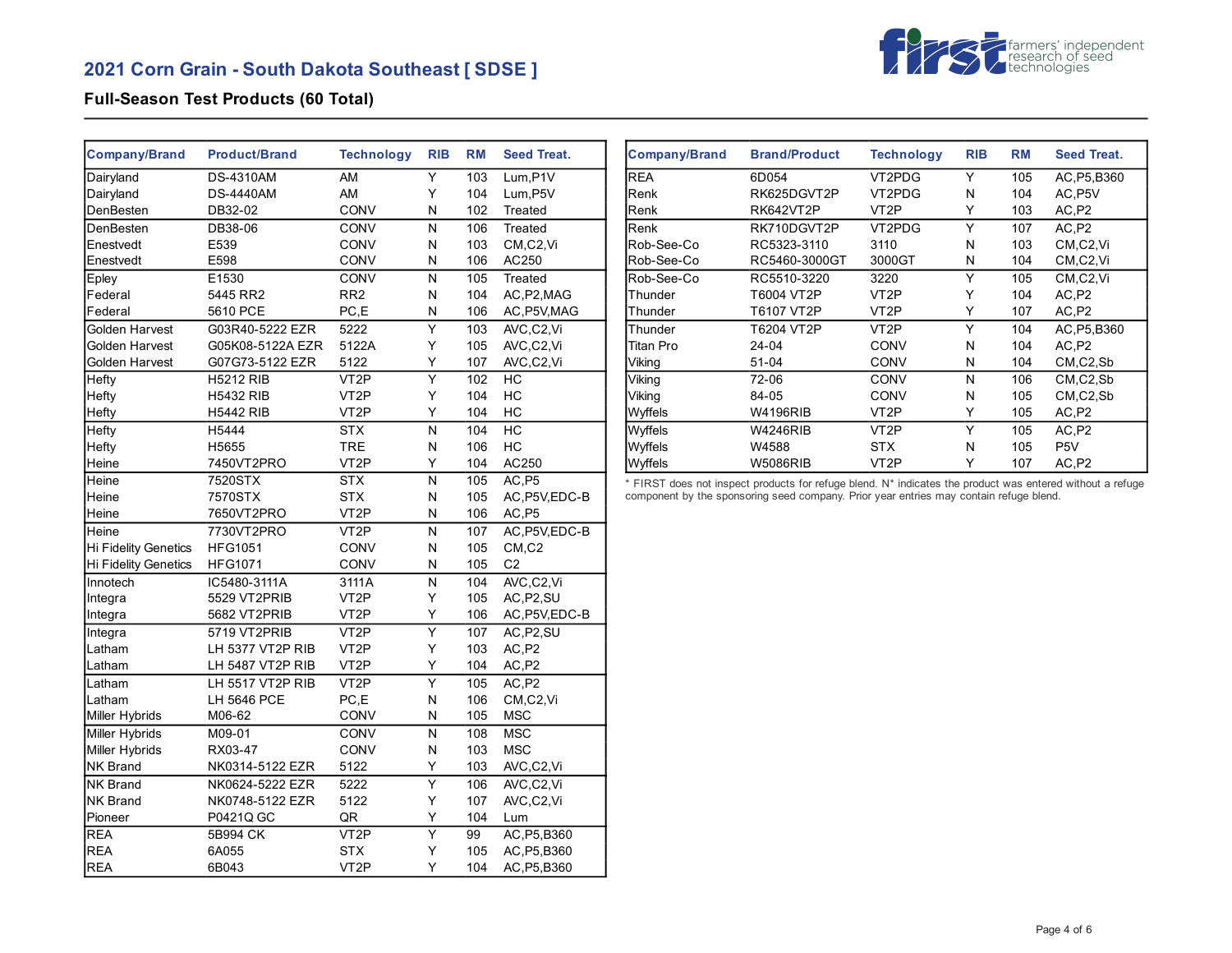## 2021 Corn Grain - South Dakota Southeast [ SDSE ]

### Full-Season Test Products (60 Total)

| Company/Brand | Product/Brand | Technology | RIB | RM | Seed Treat. |
|---|---|---|---|---|---|
| Dairyland | DS-4310AM | AM | Y | 103 | Lum,P1V |
| Dairyland | DS-4440AM | AM | Y | 104 | Lum,P5V |
| DenBesten | DB32-02 | CONV | N | 102 | Treated |
| DenBesten | DB38-06 | CONV | N | 106 | Treated |
| Enestvedt | E539 | CONV | N | 103 | CM,C2,Vi |
| Enestvedt | E598 | CONV | N | 106 | AC250 |
| Epley | E1530 | CONV | N | 105 | Treated |
| Federal | 5445 RR2 | RR2 | N | 104 | AC,P2,MAG |
| Federal | 5610 PCE | PC,E | N | 106 | AC,P5V,MAG |
| Golden Harvest | G03R40-5222 EZR | 5222 | Y | 103 | AVC,C2,Vi |
| Golden Harvest | G05K08-5122A EZR | 5122A | Y | 105 | AVC,C2,Vi |
| Golden Harvest | G07G73-5122 EZR | 5122 | Y | 107 | AVC,C2,Vi |
| Hefty | H5212 RIB | VT2P | Y | 102 | HC |
| Hefty | H5432 RIB | VT2P | Y | 104 | HC |
| Hefty | H5442 RIB | VT2P | Y | 104 | HC |
| Hefty | H5444 | STX | N | 104 | HC |
| Hefty | H5655 | TRE | N | 106 | HC |
| Heine | 7450VT2PRO | VT2P | Y | 104 | AC250 |
| Heine | 7520STX | STX | N | 105 | AC,P5 |
| Heine | 7570STX | STX | N | 105 | AC,P5V,EDC-B |
| Heine | 7650VT2PRO | VT2P | N | 106 | AC,P5 |
| Heine | 7730VT2PRO | VT2P | N | 107 | AC,P5V,EDC-B |
| Hi Fidelity Genetics | HFG1051 | CONV | N | 105 | CM,C2 |
| Hi Fidelity Genetics | HFG1071 | CONV | N | 105 | C2 |
| Innotech | IC5480-3111A | 3111A | N | 104 | AVC,C2,Vi |
| Integra | 5529 VT2PRIB | VT2P | Y | 105 | AC,P2,SU |
| Integra | 5682 VT2PRIB | VT2P | Y | 106 | AC,P5V,EDC-B |
| Integra | 5719 VT2PRIB | VT2P | Y | 107 | AC,P2,SU |
| Latham | LH 5377 VT2P RIB | VT2P | Y | 103 | AC,P2 |
| Latham | LH 5487 VT2P RIB | VT2P | Y | 104 | AC,P2 |
| Latham | LH 5517 VT2P RIB | VT2P | Y | 105 | AC,P2 |
| Latham | LH 5646 PCE | PC,E | N | 106 | CM,C2,Vi |
| Miller Hybrids | M06-62 | CONV | N | 105 | MSC |
| Miller Hybrids | M09-01 | CONV | N | 108 | MSC |
| Miller Hybrids | RX03-47 | CONV | N | 103 | MSC |
| NK Brand | NK0314-5122 EZR | 5122 | Y | 103 | AVC,C2,Vi |
| NK Brand | NK0624-5222 EZR | 5222 | Y | 106 | AVC,C2,Vi |
| NK Brand | NK0748-5122 EZR | 5122 | Y | 107 | AVC,C2,Vi |
| Pioneer | P0421Q GC | QR | Y | 104 | Lum |
| REA | 5B994 CK | VT2P | Y | 99 | AC,P5,B360 |
| REA | 6A055 | STX | Y | 105 | AC,P5,B360 |
| REA | 6B043 | VT2P | Y | 104 | AC,P5,B360 |
| REA | 6D054 | VT2PDG | Y | 105 | AC,P5,B360 |
| Renk | RK625DGVT2P | VT2PDG | N | 104 | AC,P5V |
| Renk | RK642VT2P | VT2P | Y | 103 | AC,P2 |
| Renk | RK710DGVT2P | VT2PDG | Y | 107 | AC,P2 |
| Rob-See-Co | RC5323-3110 | 3110 | N | 103 | CM,C2,Vi |
| Rob-See-Co | RC5460-3000GT | 3000GT | N | 104 | CM,C2,Vi |
| Rob-See-Co | RC5510-3220 | 3220 | Y | 105 | CM,C2,Vi |
| Thunder | T6004 VT2P | VT2P | Y | 104 | AC,P2 |
| Thunder | T6107 VT2P | VT2P | Y | 107 | AC,P2 |
| Thunder | T6204 VT2P | VT2P | Y | 104 | AC,P5,B360 |
| Titan Pro | 24-04 | CONV | N | 104 | AC,P2 |
| Viking | 51-04 | CONV | N | 104 | CM,C2,Sb |
| Viking | 72-06 | CONV | N | 106 | CM,C2,Sb |
| Viking | 84-05 | CONV | N | 105 | CM,C2,Sb |
| Wyffels | W4196RIB | VT2P | Y | 105 | AC,P2 |
| Wyffels | W4246RIB | VT2P | Y | 105 | AC,P2 |
| Wyffels | W4588 | STX | N | 105 | P5V |
| Wyffels | W5086RIB | VT2P | Y | 107 | AC,P2 |

* FIRST does not inspect products for refuge blend. N* indicates the product was entered without a refuge component by the sponsoring seed company. Prior year entries may contain refuge blend.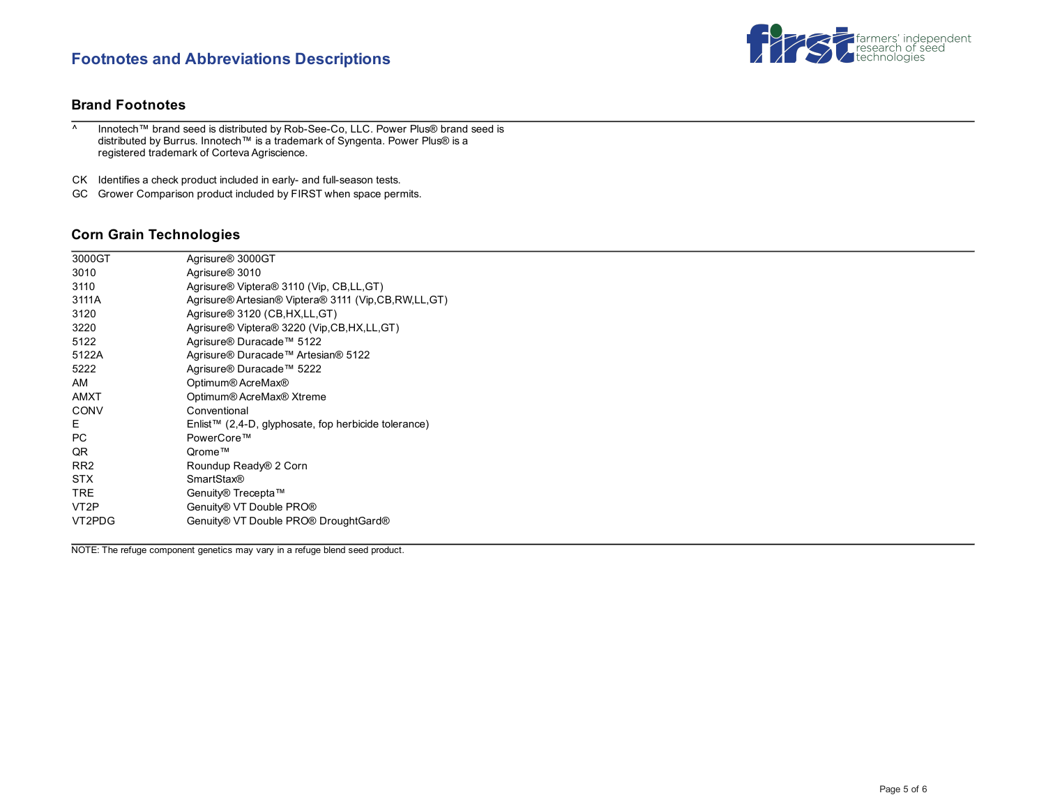## Footnotes and Abbreviations Descriptions

### Brand Footnotes

| | |
|---|---|
| ^ | Innotech™ brand seed is distributed by Rob-See-Co, LLC. Power Plus® brand seed is distributed by Burrus. Innotech™ is a trademark of Syngenta. Power Plus® is a registered trademark of Corteva Agriscience. |
| CK | Identifies a check product included in early- and full-season tests. |
| GC | Grower Comparison product included by FIRST when space permits. |

### Corn Grain Technologies

| | |
|---|---|
| 3000GT | Agrisure® 3000GT |
| 3010 | Agrisure® 3010 |
| 3110 | Agrisure® Viptera® 3110 (Vip, CB,LL,GT) |
| 3111A | Agrisure® Artesian® Viptera® 3111 (Vip,CB,RW,LL,GT) |
| 3120 | Agrisure® 3120 (CB,HX,LL,GT) |
| 3220 | Agrisure® Viptera® 3220 (Vip,CB,HX,LL,GT) |
| 5122 | Agrisure® Duracade™ 5122 |
| 5122A | Agrisure® Duracade™ Artesian® 5122 |
| 5222 | Agrisure® Duracade™ 5222 |
| AM | Optimum® AcreMax® |
| AMXT | Optimum® AcreMax® Xtreme |
| CONV | Conventional |
| E | Enlist™ (2,4-D, glyphosate, fop herbicide tolerance) |
| PC | PowerCore™ |
| QR | Qrome™ |
| RR2 | Roundup Ready® 2 Corn |
| STX | SmartStax® |
| TRE | Genuity® Trecepta™ |
| VT2P | Genuity® VT Double PRO® |
| VT2PDG | Genuity® VT Double PRO® DroughtGard® |

NOTE: The refuge component genetics may vary in a refuge blend seed product.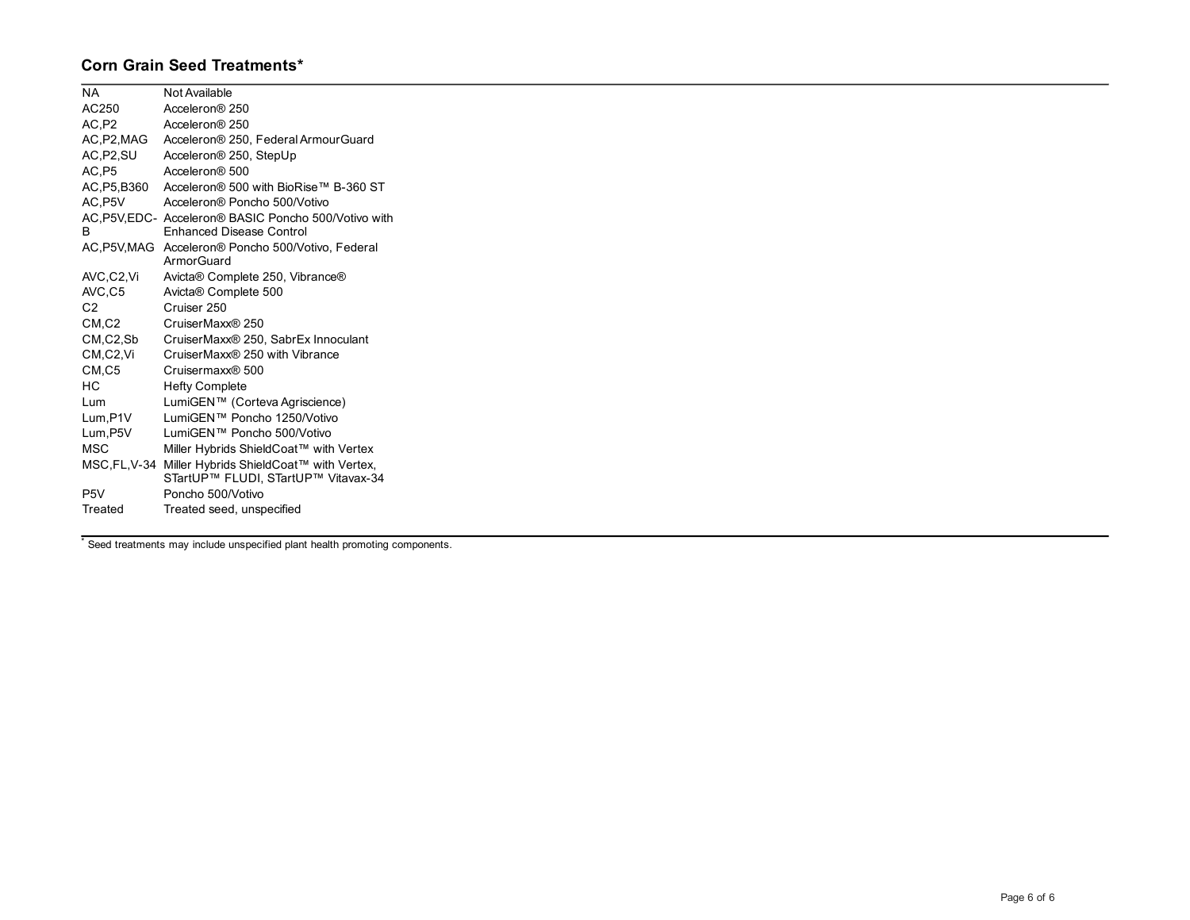## Corn Grain Seed Treatments*

| | |
|---|---|
| NA | Not Available |
| AC250 | Acceleron® 250 |
| AC,P2 | Acceleron® 250 |
| AC,P2,MAG | Acceleron® 250, Federal ArmourGuard |
| AC,P2,SU | Acceleron® 250, StepUp |
| AC,P5 | Acceleron® 500 |
| AC,P5,B360 | Acceleron® 500 with BioRise™ B-360 ST |
| AC,P5V | Acceleron® Poncho 500/Votivo |
| AC,P5V,EDC-B | Acceleron® BASIC Poncho 500/Votivo with Enhanced Disease Control |
| AC,P5V,MAG | Acceleron® Poncho 500/Votivo, Federal ArmorGuard |
| AVC,C2,Vi | Avicta® Complete 250, Vibrance® |
| AVC,C5 | Avicta® Complete 500 |
| C2 | Cruiser 250 |
| CM,C2 | CruiserMaxx® 250 |
| CM,C2,Sb | CruiserMaxx® 250, SabrEx Innoculant |
| CM,C2,Vi | CruiserMaxx® 250 with Vibrance |
| CM,C5 | Cruisermaxx® 500 |
| HC | Hefty Complete |
| Lum | LumiGEN™ (Corteva Agriscience) |
| Lum,P1V | LumiGEN™ Poncho 1250/Votivo |
| Lum,P5V | LumiGEN™ Poncho 500/Votivo |
| MSC | Miller Hybrids ShieldCoat™ with Vertex |
| MSC,FL,V-34 | Miller Hybrids ShieldCoat™ with Vertex, STartUP™ FLUDI, STartUP™ Vitavax-34 |
| P5V | Poncho 500/Votivo |
| Treated | Treated seed, unspecified |

* Seed treatments may include unspecified plant health promoting components.